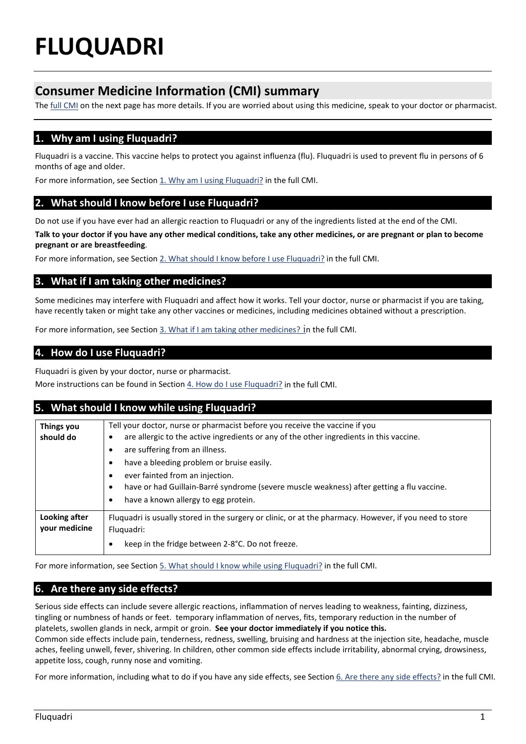# FLUQUADRI

## Consumer Medicine Information (CMI) summary

The full CMI on the next page has more details. If you are worried about using this medicine, speak to your doctor or pharmacist.

### 1. Why am I using Fluquadri?

Fluquadri is a vaccine. This vaccine helps to protect you against influenza (flu). Fluquadri is used to prevent flu in persons of 6 months of age and older.

For more information, see Section 1. Why am I using Fluquadri? in the full CMI.

### 2. What should I know before I use Fluquadri?

Do not use if you have ever had an allergic reaction to Fluquadri or any of the ingredients listed at the end of the CMI.

**Talk to your doctor if you have any other medical conditions, take any other medicines, or are pregnant or plan to become pregnant or are breastfeeding**.

For more information, see Section 2. What should I know before I use Fluquadri? in the full CMI.

### 3. What if I am taking other medicines?

Some medicines may interfere with Fluquadri and affect how it works. Tell your doctor, nurse or pharmacist if you are taking, have recently taken or might take any other vaccines or medicines, including medicines obtained without a prescription.

For more information, see Section 3. What if I am taking other medicines? in the full CMI.

### 4. How do I use Fluquadri?

Fluquadri is given by your doctor, nurse or pharmacist.

More instructions can be found in Section 4. How do I use Fluquadri? in the full CMI.

### 5. What should I know while using Fluquadri?

| | |
|---|---|
| **Things you should do** | Tell your doctor, nurse or pharmacist before you receive the vaccine if you<br>• are allergic to the active ingredients or any of the other ingredients in this vaccine.<br>• are suffering from an illness.<br>• have a bleeding problem or bruise easily.<br>• ever fainted from an injection.<br>• have or had Guillain-Barré syndrome (severe muscle weakness) after getting a flu vaccine.<br>• have a known allergy to egg protein. |
| **Looking after your medicine** | Fluquadri is usually stored in the surgery or clinic, or at the pharmacy. However, if you need to store Fluquadri:<br>• keep in the fridge between 2-8°C. Do not freeze. |

For more information, see Section 5. What should I know while using Fluquadri? in the full CMI.

### 6. Are there any side effects?

Serious side effects can include severe allergic reactions, inflammation of nerves leading to weakness, fainting, dizziness, tingling or numbness of hands or feet. temporary inflammation of nerves, fits, temporary reduction in the number of platelets, swollen glands in neck, armpit or groin. **See your doctor immediately if you notice this.**

Common side effects include pain, tenderness, redness, swelling, bruising and hardness at the injection site, headache, muscle aches, feeling unwell, fever, shivering. In children, other common side effects include irritability, abnormal crying, drowsiness, appetite loss, cough, runny nose and vomiting.

For more information, including what to do if you have any side effects, see Section 6. Are there any side effects? in the full CMI.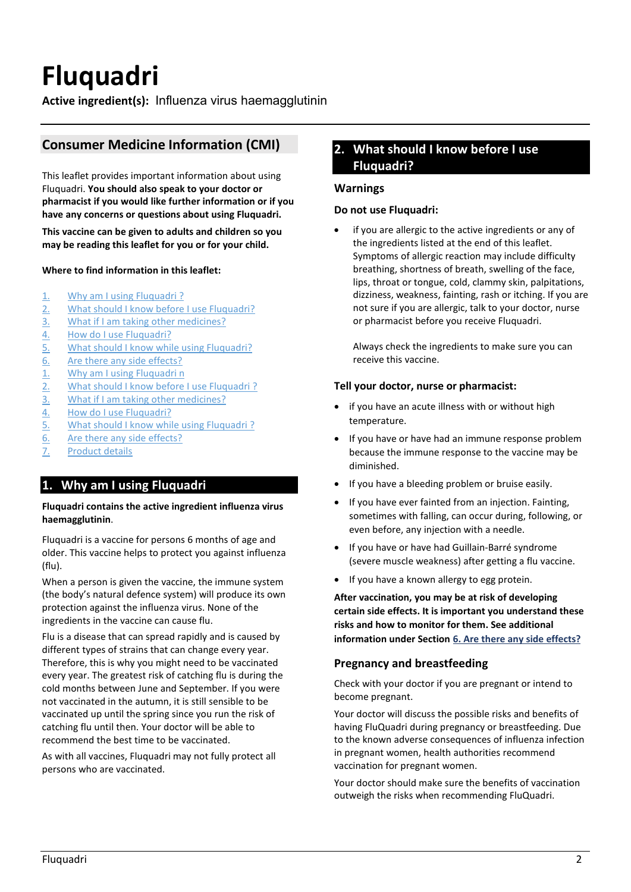# Fluquadri

**Active ingredient(s):** Influenza virus haemagglutinin

## Consumer Medicine Information (CMI)

This leaflet provides important information about using Fluquadri. **You should also speak to your doctor or pharmacist if you would like further information or if you have any concerns or questions about using Fluquadri.**

**This vaccine can be given to adults and children so you may be reading this leaflet for you or for your child.**

**Where to find information in this leaflet:**

1. Why am I using Fluquadri ?
2. What should I know before I use Fluquadri?
3. What if I am taking other medicines?
4. How do I use Fluquadri?
5. What should I know while using Fluquadri?
6. Are there any side effects?
1. Why am I using Fluquadri n
2. What should I know before I use Fluquadri ?
3. What if I am taking other medicines?
4. How do I use Fluquadri?
5. What should I know while using Fluquadri ?
6. Are there any side effects?
7. Product details

## 1. Why am I using Fluquadri

**Fluquadri contains the active ingredient influenza virus haemagglutinin**.

Fluquadri is a vaccine for persons 6 months of age and older. This vaccine helps to protect you against influenza (flu).

When a person is given the vaccine, the immune system (the body's natural defence system) will produce its own protection against the influenza virus. None of the ingredients in the vaccine can cause flu.

Flu is a disease that can spread rapidly and is caused by different types of strains that can change every year. Therefore, this is why you might need to be vaccinated every year. The greatest risk of catching flu is during the cold months between June and September. If you were not vaccinated in the autumn, it is still sensible to be vaccinated up until the spring since you run the risk of catching flu until then. Your doctor will be able to recommend the best time to be vaccinated.

As with all vaccines, Fluquadri may not fully protect all persons who are vaccinated.

## 2. What should I know before I use Fluquadri?

### Warnings

**Do not use Fluquadri:**

- if you are allergic to the active ingredients or any of the ingredients listed at the end of this leaflet. Symptoms of allergic reaction may include difficulty breathing, shortness of breath, swelling of the face, lips, throat or tongue, cold, clammy skin, palpitations, dizziness, weakness, fainting, rash or itching. If you are not sure if you are allergic, talk to your doctor, nurse or pharmacist before you receive Fluquadri.

  Always check the ingredients to make sure you can receive this vaccine.

**Tell your doctor, nurse or pharmacist:**

- if you have an acute illness with or without high temperature.
- If you have or have had an immune response problem because the immune response to the vaccine may be diminished.
- If you have a bleeding problem or bruise easily.
- If you have ever fainted from an injection. Fainting, sometimes with falling, can occur during, following, or even before, any injection with a needle.
- If you have or have had Guillain-Barré syndrome (severe muscle weakness) after getting a flu vaccine.
- If you have a known allergy to egg protein.

**After vaccination, you may be at risk of developing certain side effects. It is important you understand these risks and how to monitor for them. See additional information under Section 6. Are there any side effects?**

### Pregnancy and breastfeeding

Check with your doctor if you are pregnant or intend to become pregnant.

Your doctor will discuss the possible risks and benefits of having FluQuadri during pregnancy or breastfeeding. Due to the known adverse consequences of influenza infection in pregnant women, health authorities recommend vaccination for pregnant women.

Your doctor should make sure the benefits of vaccination outweigh the risks when recommending FluQuadri.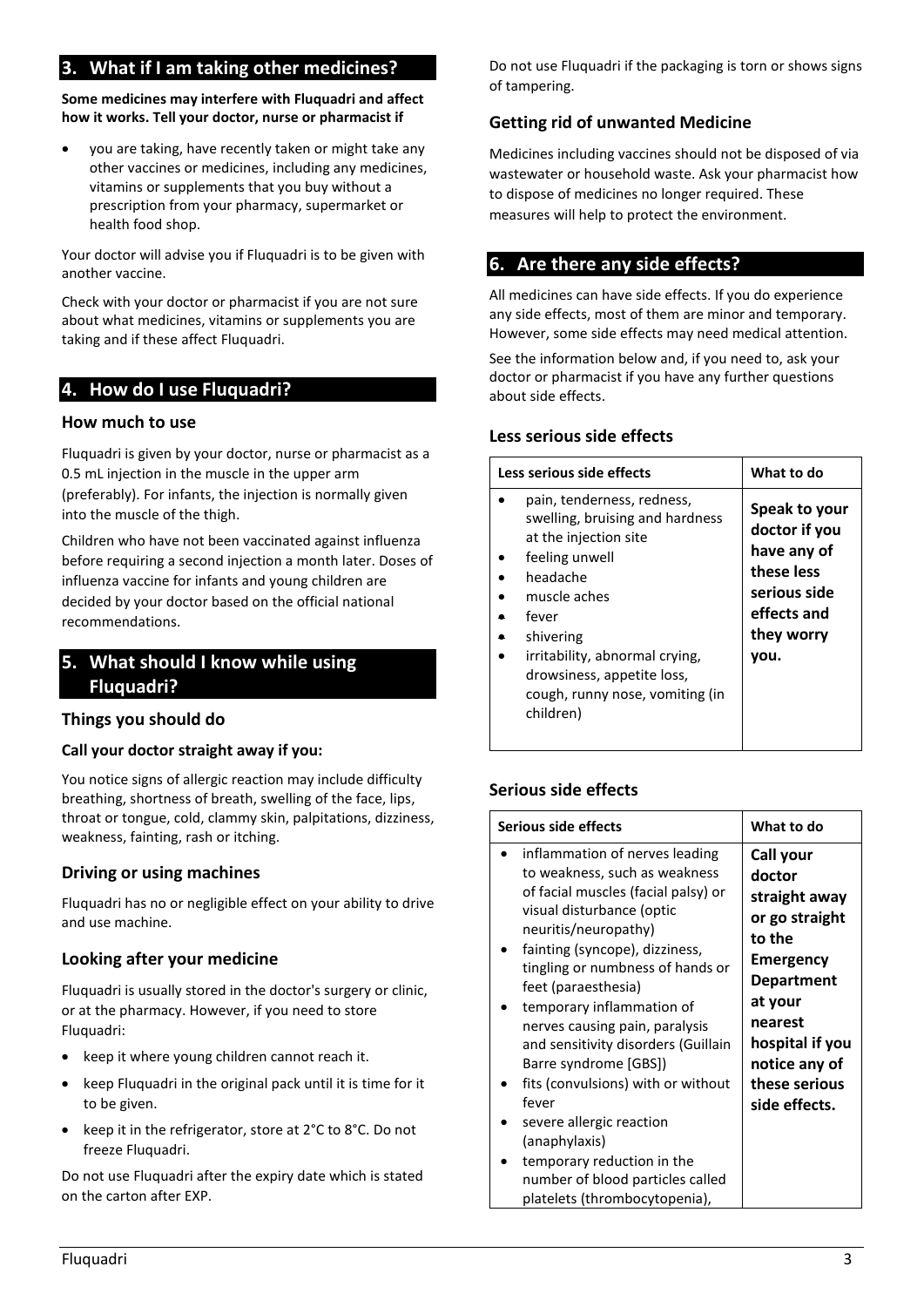## 3. What if I am taking other medicines?

**Some medicines may interfere with Fluquadri and affect how it works. Tell your doctor, nurse or pharmacist if**

- you are taking, have recently taken or might take any other vaccines or medicines, including any medicines, vitamins or supplements that you buy without a prescription from your pharmacy, supermarket or health food shop.

Your doctor will advise you if Fluquadri is to be given with another vaccine.

Check with your doctor or pharmacist if you are not sure about what medicines, vitamins or supplements you are taking and if these affect Fluquadri.

## 4. How do I use Fluquadri?

### How much to use

Fluquadri is given by your doctor, nurse or pharmacist as a 0.5 mL injection in the muscle in the upper arm (preferably). For infants, the injection is normally given into the muscle of the thigh.

Children who have not been vaccinated against influenza before requiring a second injection a month later. Doses of influenza vaccine for infants and young children are decided by your doctor based on the official national recommendations.

## 5. What should I know while using Fluquadri?

### Things you should do

#### Call your doctor straight away if you:

You notice signs of allergic reaction may include difficulty breathing, shortness of breath, swelling of the face, lips, throat or tongue, cold, clammy skin, palpitations, dizziness, weakness, fainting, rash or itching.

### Driving or using machines

Fluquadri has no or negligible effect on your ability to drive and use machine.

### Looking after your medicine

Fluquadri is usually stored in the doctor's surgery or clinic, or at the pharmacy. However, if you need to store Fluquadri:

- keep it where young children cannot reach it.
- keep Fluquadri in the original pack until it is time for it to be given.
- keep it in the refrigerator, store at 2°C to 8°C. Do not freeze Fluquadri.

Do not use Fluquadri after the expiry date which is stated on the carton after EXP.

Do not use Fluquadri if the packaging is torn or shows signs of tampering.

### Getting rid of unwanted Medicine

Medicines including vaccines should not be disposed of via wastewater or household waste. Ask your pharmacist how to dispose of medicines no longer required. These measures will help to protect the environment.

## 6. Are there any side effects?

All medicines can have side effects. If you do experience any side effects, most of them are minor and temporary. However, some side effects may need medical attention.

See the information below and, if you need to, ask your doctor or pharmacist if you have any further questions about side effects.

### Less serious side effects

| Less serious side effects | What to do |
|---|---|
| • pain, tenderness, redness, swelling, bruising and hardness at the injection site<br>• feeling unwell<br>• headache<br>• muscle aches<br>• fever<br>• shivering<br>• irritability, abnormal crying, drowsiness, appetite loss, cough, runny nose, vomiting (in children) | **Speak to your doctor if you have any of these less serious side effects and they worry you.** |

### Serious side effects

| Serious side effects | What to do |
|---|---|
| • inflammation of nerves leading to weakness, such as weakness of facial muscles (facial palsy) or visual disturbance (optic neuritis/neuropathy)<br>• fainting (syncope), dizziness, tingling or numbness of hands or feet (paraesthesia)<br>• temporary inflammation of nerves causing pain, paralysis and sensitivity disorders (Guillain Barre syndrome [GBS])<br>• fits (convulsions) with or without fever<br>• severe allergic reaction (anaphylaxis)<br>• temporary reduction in the number of blood particles called platelets (thrombocytopenia), | **Call your doctor straight away or go straight to the Emergency Department at your nearest hospital if you notice any of these serious side effects.** |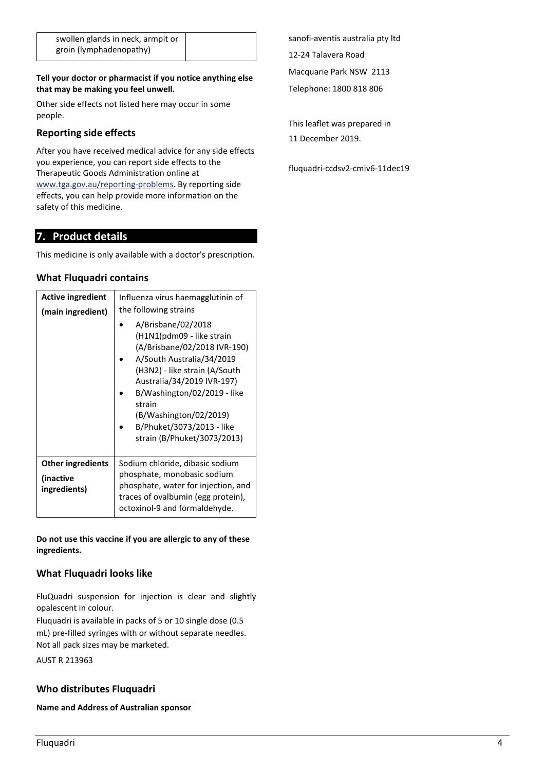| | |
|---|---|
| swollen glands in neck, armpit or groin (lymphadenopathy) | |

**Tell your doctor or pharmacist if you notice anything else that may be making you feel unwell.**

Other side effects not listed here may occur in some people.

### Reporting side effects

After you have received medical advice for any side effects you experience, you can report side effects to the Therapeutic Goods Administration online at www.tga.gov.au/reporting-problems. By reporting side effects, you can help provide more information on the safety of this medicine.

## 7. Product details

This medicine is only available with a doctor's prescription.

### What Fluquadri contains

| | |
|---|---|
| **Active ingredient (main ingredient)** | Influenza virus haemagglutinin of the following strains<br>• A/Brisbane/02/2018 (H1N1)pdm09 - like strain (A/Brisbane/02/2018 IVR-190)<br>• A/South Australia/34/2019 (H3N2) - like strain (A/South Australia/34/2019 IVR-197)<br>• B/Washington/02/2019 - like strain (B/Washington/02/2019)<br>• B/Phuket/3073/2013 - like strain (B/Phuket/3073/2013) |
| **Other ingredients (inactive ingredients)** | Sodium chloride, dibasic sodium phosphate, monobasic sodium phosphate, water for injection, and traces of ovalbumin (egg protein), octoxinol-9 and formaldehyde. |

**Do not use this vaccine if you are allergic to any of these ingredients.**

### What Fluquadri looks like

FluQuadri suspension for injection is clear and slightly opalescent in colour.

Fluquadri is available in packs of 5 or 10 single dose (0.5 mL) pre-filled syringes with or without separate needles. Not all pack sizes may be marketed.

AUST R 213963

### Who distributes Fluquadri

**Name and Address of Australian sponsor**

sanofi-aventis australia pty ltd

12-24 Talavera Road

Macquarie Park NSW 2113

Telephone: 1800 818 806

This leaflet was prepared in

11 December 2019.

fluquadri-ccdsv2-cmiv6-11dec19